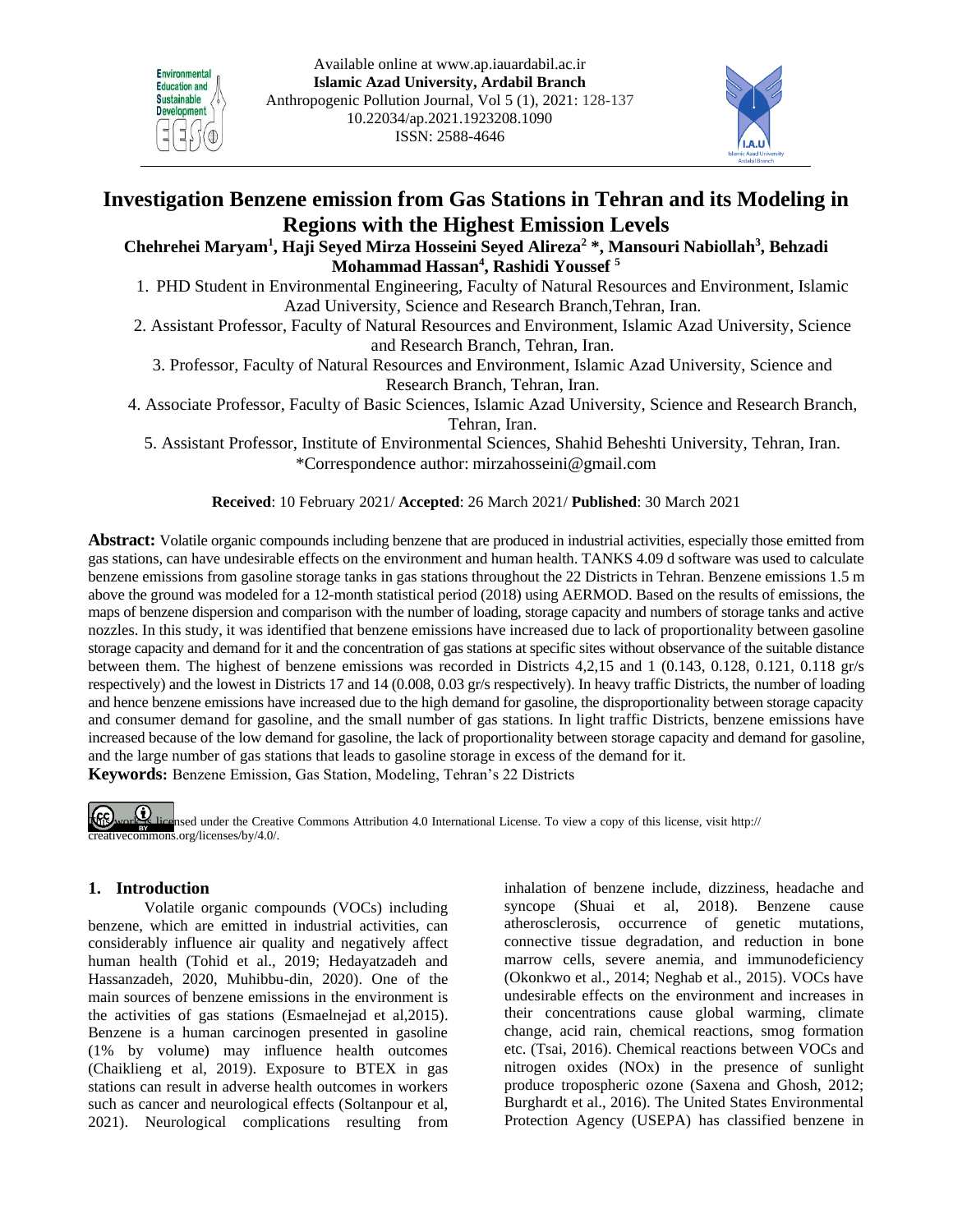Available online at www.ap.iauardabil.ac.ir
**Islamic Azad University, Ardabil Branch**
Anthropogenic Pollution Journal, Vol 5 (1), 2021: 128-137
10.22034/ap.2021.1923208.1090
ISSN: 2588-4646

# Investigation Benzene emission from Gas Stations in Tehran and its Modeling in Regions with the Highest Emission Levels

**Chehrehei Maryam[1], Haji Seyed Mirza Hosseini Seyed Alireza[2] *, Mansouri Nabiollah[3], Behzadi Mohammad Hassan[4], Rashidi Youssef [5]**

1. PHD Student in Environmental Engineering, Faculty of Natural Resources and Environment, Islamic Azad University, Science and Research Branch,Tehran, Iran.
2. Assistant Professor, Faculty of Natural Resources and Environment, Islamic Azad University, Science and Research Branch, Tehran, Iran.
3. Professor, Faculty of Natural Resources and Environment, Islamic Azad University, Science and Research Branch, Tehran, Iran.
4. Associate Professor, Faculty of Basic Sciences, Islamic Azad University, Science and Research Branch, Tehran, Iran.
5. Assistant Professor, Institute of Environmental Sciences, Shahid Beheshti University, Tehran, Iran.

*Correspondence author: mirzahosseini@gmail.com

**Received**: 10 February 2021/ **Accepted**: 26 March 2021/ **Published**: 30 March 2021

**Abstract:** Volatile organic compounds including benzene that are produced in industrial activities, especially those emitted from gas stations, can have undesirable effects on the environment and human health. TANKS 4.09 d software was used to calculate benzene emissions from gasoline storage tanks in gas stations throughout the 22 Districts in Tehran. Benzene emissions 1.5 m above the ground was modeled for a 12-month statistical period (2018) using AERMOD. Based on the results of emissions, the maps of benzene dispersion and comparison with the number of loading, storage capacity and numbers of storage tanks and active nozzles. In this study, it was identified that benzene emissions have increased due to lack of proportionality between gasoline storage capacity and demand for it and the concentration of gas stations at specific sites without observance of the suitable distance between them. The highest of benzene emissions was recorded in Districts 4,2,15 and 1 (0.143, 0.128, 0.121, 0.118 gr/s respectively) and the lowest in Districts 17 and 14 (0.008, 0.03 gr/s respectively). In heavy traffic Districts, the number of loading and hence benzene emissions have increased due to the high demand for gasoline, the disproportionality between storage capacity and consumer demand for gasoline, and the small number of gas stations. In light traffic Districts, benzene emissions have increased because of the low demand for gasoline, the lack of proportionality between storage capacity and demand for gasoline, and the large number of gas stations that leads to gasoline storage in excess of the demand for it.

**Keywords:** Benzene Emission, Gas Station, Modeling, Tehran's 22 Districts

This work is licensed under the Creative Commons Attribution 4.0 International License. To view a copy of this license, visit http:// creativecommons.org/licenses/by/4.0/.

## 1. Introduction

Volatile organic compounds (VOCs) including benzene, which are emitted in industrial activities, can considerably influence air quality and negatively affect human health (Tohid et al., 2019; Hedayatzadeh and Hassanzadeh, 2020, Muhibbu-din, 2020). One of the main sources of benzene emissions in the environment is the activities of gas stations (Esmaelnejad et al,2015). Benzene is a human carcinogen presented in gasoline (1% by volume) may influence health outcomes (Chaiklieng et al, 2019). Exposure to BTEX in gas stations can result in adverse health outcomes in workers such as cancer and neurological effects (Soltanpour et al, 2021). Neurological complications resulting from inhalation of benzene include, dizziness, headache and syncope (Shuai et al, 2018). Benzene cause atherosclerosis, occurrence of genetic mutations, connective tissue degradation, and reduction in bone marrow cells, severe anemia, and immunodeficiency (Okonkwo et al., 2014; Neghab et al., 2015). VOCs have undesirable effects on the environment and increases in their concentrations cause global warming, climate change, acid rain, chemical reactions, smog formation etc. (Tsai, 2016). Chemical reactions between VOCs and nitrogen oxides (NOx) in the presence of sunlight produce tropospheric ozone (Saxena and Ghosh, 2012; Burghardt et al., 2016). The United States Environmental Protection Agency (USEPA) has classified benzene in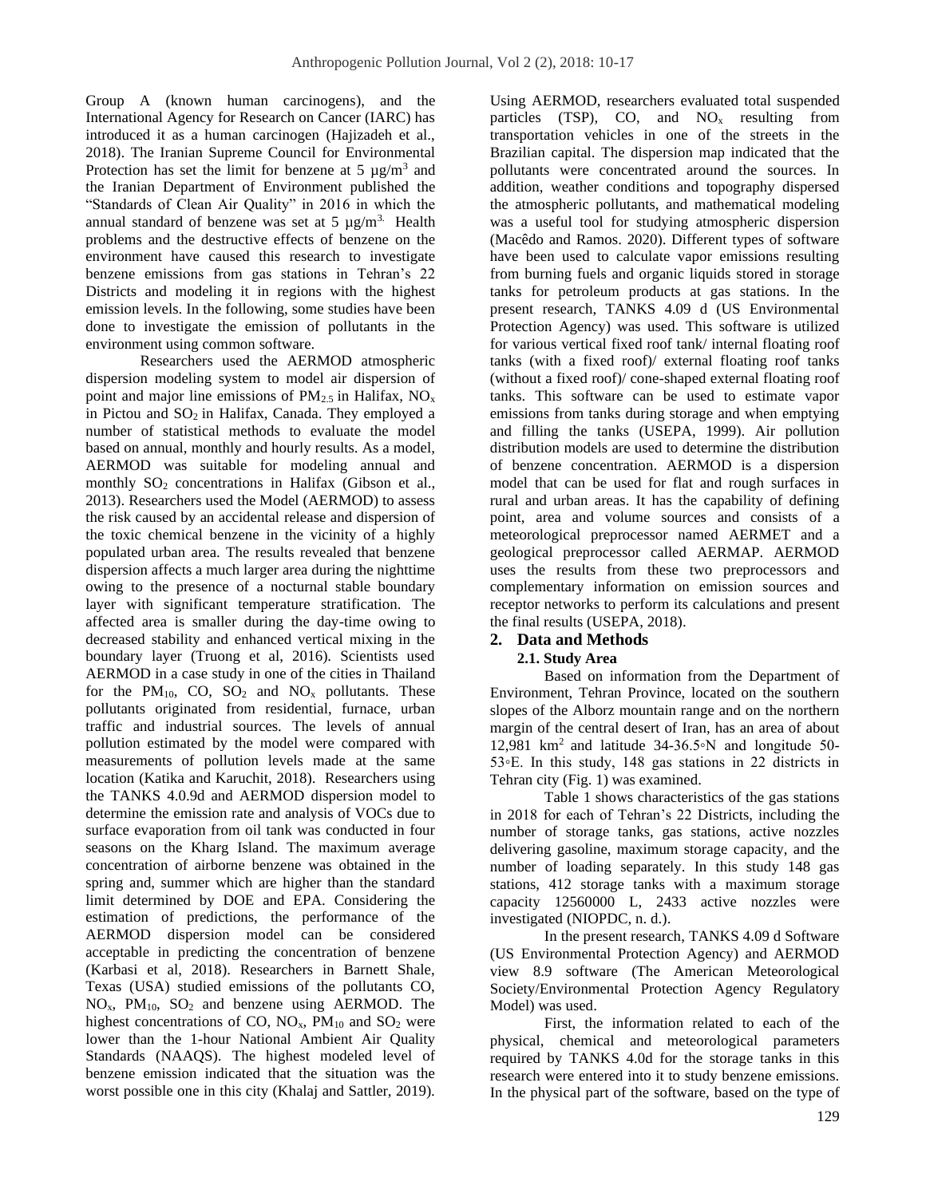Group A (known human carcinogens), and the International Agency for Research on Cancer (IARC) has introduced it as a human carcinogen (Hajizadeh et al., 2018). The Iranian Supreme Council for Environmental Protection has set the limit for benzene at 5 µg/m$^3$ and the Iranian Department of Environment published the "Standards of Clean Air Quality" in 2016 in which the annual standard of benzene was set at 5 µg/m$^3$. Health problems and the destructive effects of benzene on the environment have caused this research to investigate benzene emissions from gas stations in Tehran's 22 Districts and modeling it in regions with the highest emission levels. In the following, some studies have been done to investigate the emission of pollutants in the environment using common software.

Researchers used the AERMOD atmospheric dispersion modeling system to model air dispersion of point and major line emissions of $PM_{2.5}$ in Halifax, $NO_x$ in Pictou and $SO_2$ in Halifax, Canada. They employed a number of statistical methods to evaluate the model based on annual, monthly and hourly results. As a model, AERMOD was suitable for modeling annual and monthly $SO_2$ concentrations in Halifax (Gibson et al., 2013). Researchers used the Model (AERMOD) to assess the risk caused by an accidental release and dispersion of the toxic chemical benzene in the vicinity of a highly populated urban area. The results revealed that benzene dispersion affects a much larger area during the nighttime owing to the presence of a nocturnal stable boundary layer with significant temperature stratification. The affected area is smaller during the day-time owing to decreased stability and enhanced vertical mixing in the boundary layer (Truong et al, 2016). Scientists used AERMOD in a case study in one of the cities in Thailand for the $PM_{10}$, CO, $SO_2$ and $NO_x$ pollutants. These pollutants originated from residential, furnace, urban traffic and industrial sources. The levels of annual pollution estimated by the model were compared with measurements of pollution levels made at the same location (Katika and Karuchit, 2018). Researchers using the TANKS 4.0.9d and AERMOD dispersion model to determine the emission rate and analysis of VOCs due to surface evaporation from oil tank was conducted in four seasons on the Kharg Island. The maximum average concentration of airborne benzene was obtained in the spring and, summer which are higher than the standard limit determined by DOE and EPA. Considering the estimation of predictions, the performance of the AERMOD dispersion model can be considered acceptable in predicting the concentration of benzene (Karbasi et al, 2018). Researchers in Barnett Shale, Texas (USA) studied emissions of the pollutants CO, $NO_x$, $PM_{10}$, $SO_2$ and benzene using AERMOD. The highest concentrations of CO, $NO_x$, $PM_{10}$ and $SO_2$ were lower than the 1-hour National Ambient Air Quality Standards (NAAQS). The highest modeled level of benzene emission indicated that the situation was the worst possible one in this city (Khalaj and Sattler, 2019). Using AERMOD, researchers evaluated total suspended particles (TSP), CO, and $NO_x$ resulting from transportation vehicles in one of the streets in the Brazilian capital. The dispersion map indicated that the pollutants were concentrated around the sources. In addition, weather conditions and topography dispersed the atmospheric pollutants, and mathematical modeling was a useful tool for studying atmospheric dispersion (Macêdo and Ramos. 2020). Different types of software have been used to calculate vapor emissions resulting from burning fuels and organic liquids stored in storage tanks for petroleum products at gas stations. In the present research, TANKS 4.09 d (US Environmental Protection Agency) was used. This software is utilized for various vertical fixed roof tank/ internal floating roof tanks (with a fixed roof)/ external floating roof tanks (without a fixed roof)/ cone-shaped external floating roof tanks. This software can be used to estimate vapor emissions from tanks during storage and when emptying and filling the tanks (USEPA, 1999). Air pollution distribution models are used to determine the distribution of benzene concentration. AERMOD is a dispersion model that can be used for flat and rough surfaces in rural and urban areas. It has the capability of defining point, area and volume sources and consists of a meteorological preprocessor named AERMET and a geological preprocessor called AERMAP. AERMOD uses the results from these two preprocessors and complementary information on emission sources and receptor networks to perform its calculations and present the final results (USEPA, 2018).

## 2. Data and Methods

### 2.1. Study Area

Based on information from the Department of Environment, Tehran Province, located on the southern slopes of the Alborz mountain range and on the northern margin of the central desert of Iran, has an area of about 12,981 km$^2$ and latitude 34-36.5∘N and longitude 50-53∘E. In this study, 148 gas stations in 22 districts in Tehran city (Fig. 1) was examined.

Table 1 shows characteristics of the gas stations in 2018 for each of Tehran's 22 Districts, including the number of storage tanks, gas stations, active nozzles delivering gasoline, maximum storage capacity, and the number of loading separately. In this study 148 gas stations, 412 storage tanks with a maximum storage capacity 12560000 L, 2433 active nozzles were investigated (NIOPDC, n. d.).

In the present research, TANKS 4.09 d Software (US Environmental Protection Agency) and AERMOD view 8.9 software (The American Meteorological Society/Environmental Protection Agency Regulatory Model) was used.

First, the information related to each of the physical, chemical and meteorological parameters required by TANKS 4.0d for the storage tanks in this research were entered into it to study benzene emissions. In the physical part of the software, based on the type of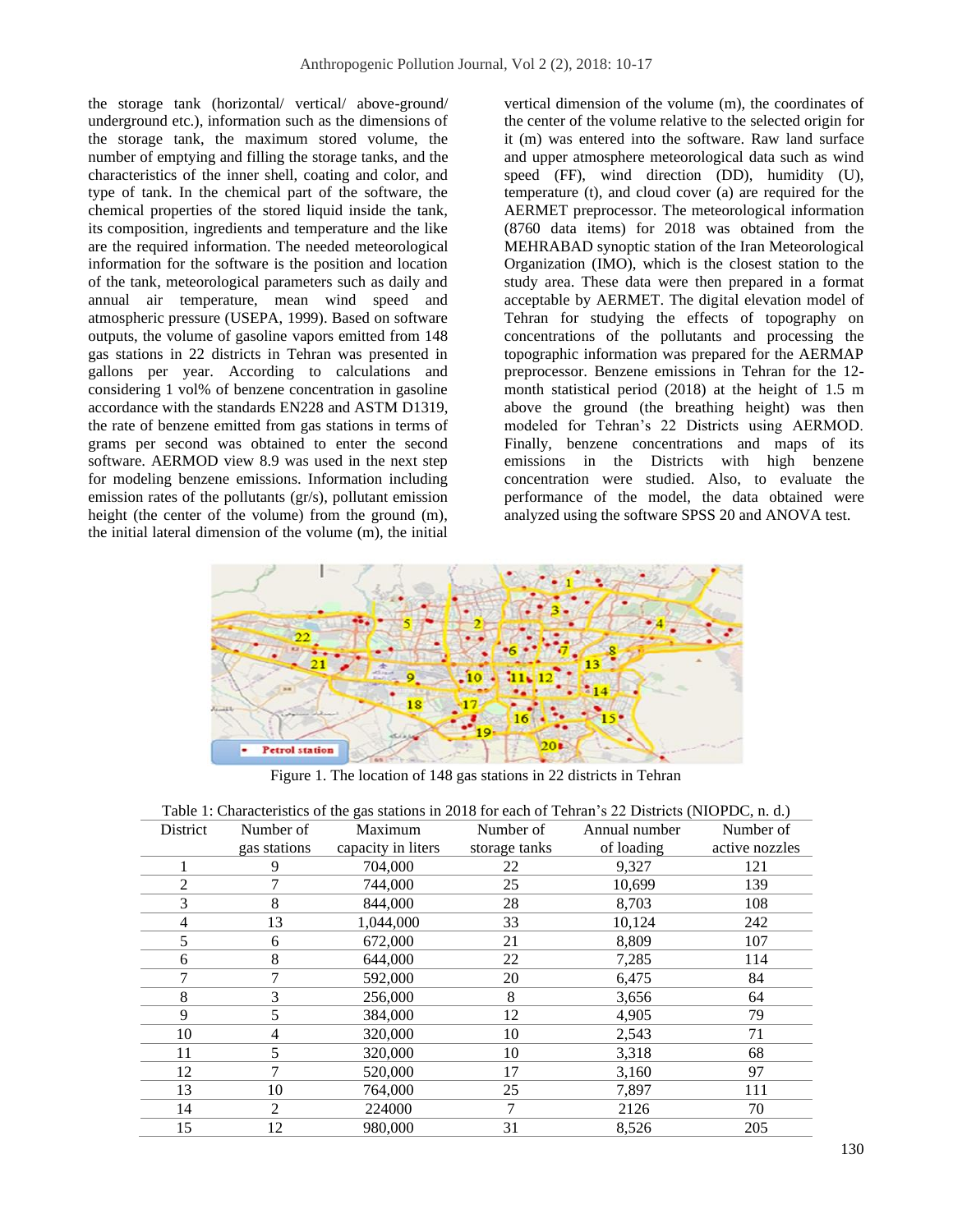the storage tank (horizontal/ vertical/ above-ground/ underground etc.), information such as the dimensions of the storage tank, the maximum stored volume, the number of emptying and filling the storage tanks, and the characteristics of the inner shell, coating and color, and type of tank. In the chemical part of the software, the chemical properties of the stored liquid inside the tank, its composition, ingredients and temperature and the like are the required information. The needed meteorological information for the software is the position and location of the tank, meteorological parameters such as daily and annual air temperature, mean wind speed and atmospheric pressure (USEPA, 1999). Based on software outputs, the volume of gasoline vapors emitted from 148 gas stations in 22 districts in Tehran was presented in gallons per year. According to calculations and considering 1 vol% of benzene concentration in gasoline accordance with the standards EN228 and ASTM D1319, the rate of benzene emitted from gas stations in terms of grams per second was obtained to enter the second software. AERMOD view 8.9 was used in the next step for modeling benzene emissions. Information including emission rates of the pollutants (gr/s), pollutant emission height (the center of the volume) from the ground (m), the initial lateral dimension of the volume (m), the initial vertical dimension of the volume (m), the coordinates of the center of the volume relative to the selected origin for it (m) was entered into the software. Raw land surface and upper atmosphere meteorological data such as wind speed (FF), wind direction (DD), humidity (U), temperature (t), and cloud cover (a) are required for the AERMET preprocessor. The meteorological information (8760 data items) for 2018 was obtained from the MEHRABAD synoptic station of the Iran Meteorological Organization (IMO), which is the closest station to the study area. These data were then prepared in a format acceptable by AERMET. The digital elevation model of Tehran for studying the effects of topography on concentrations of the pollutants and processing the topographic information was prepared for the AERMAP preprocessor. Benzene emissions in Tehran for the 12-month statistical period (2018) at the height of 1.5 m above the ground (the breathing height) was then modeled for Tehran's 22 Districts using AERMOD. Finally, benzene concentrations and maps of its emissions in the Districts with high benzene concentration were studied. Also, to evaluate the performance of the model, the data obtained were analyzed using the software SPSS 20 and ANOVA test.

Figure 1. The location of 148 gas stations in 22 districts in Tehran

Table 1: Characteristics of the gas stations in 2018 for each of Tehran's 22 Districts (NIOPDC, n. d.)

| District | Number of gas stations | Maximum capacity in liters | Number of storage tanks | Annual number of loading | Number of active nozzles |
|---|---|---|---|---|---|
| 1 | 9 | 704,000 | 22 | 9,327 | 121 |
| 2 | 7 | 744,000 | 25 | 10,699 | 139 |
| 3 | 8 | 844,000 | 28 | 8,703 | 108 |
| 4 | 13 | 1,044,000 | 33 | 10,124 | 242 |
| 5 | 6 | 672,000 | 21 | 8,809 | 107 |
| 6 | 8 | 644,000 | 22 | 7,285 | 114 |
| 7 | 7 | 592,000 | 20 | 6,475 | 84 |
| 8 | 3 | 256,000 | 8 | 3,656 | 64 |
| 9 | 5 | 384,000 | 12 | 4,905 | 79 |
| 10 | 4 | 320,000 | 10 | 2,543 | 71 |
| 11 | 5 | 320,000 | 10 | 3,318 | 68 |
| 12 | 7 | 520,000 | 17 | 3,160 | 97 |
| 13 | 10 | 764,000 | 25 | 7,897 | 111 |
| 14 | 2 | 224000 | 7 | 2126 | 70 |
| 15 | 12 | 980,000 | 31 | 8,526 | 205 |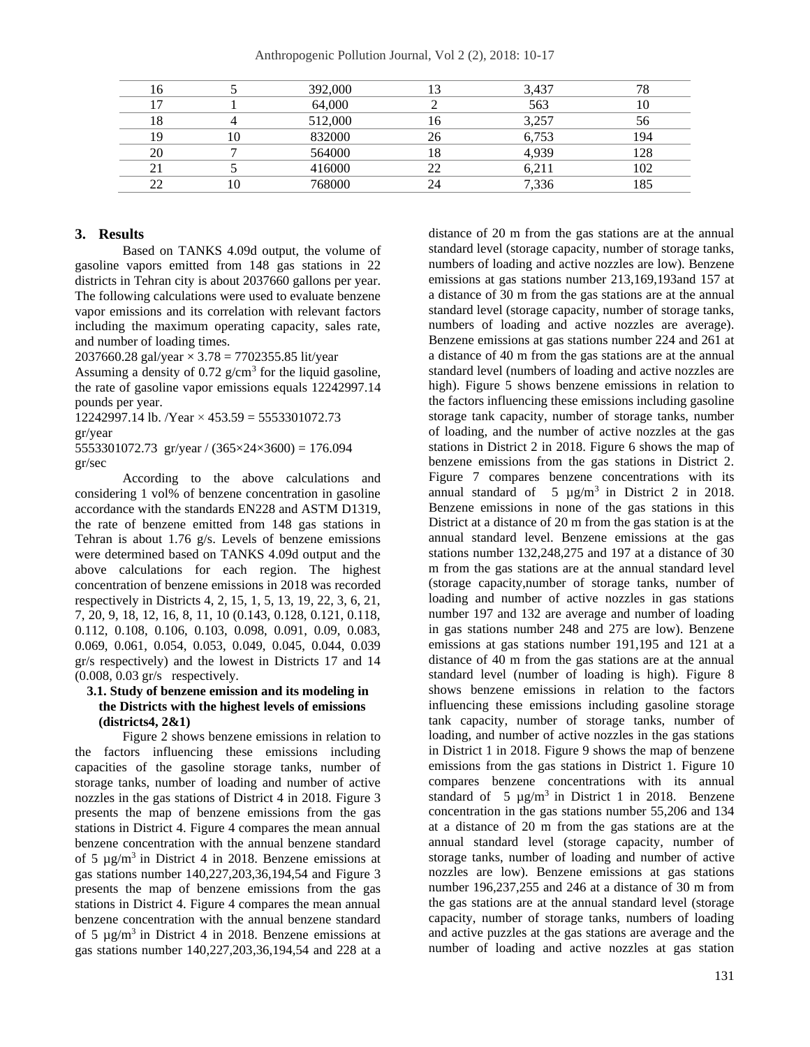| 16 | 5 | 392,000 | 13 | 3,437 | 78 |
|---|---|---|---|---|---|
| 17 | 1 | 64,000 | 2 | 563 | 10 |
| 18 | 4 | 512,000 | 16 | 3,257 | 56 |
| 19 | 10 | 832000 | 26 | 6,753 | 194 |
| 20 | 7 | 564000 | 18 | 4,939 | 128 |
| 21 | 5 | 416000 | 22 | 6,211 | 102 |
| 22 | 10 | 768000 | 24 | 7,336 | 185 |

## 3. Results

Based on TANKS 4.09d output, the volume of gasoline vapors emitted from 148 gas stations in 22 districts in Tehran city is about 2037660 gallons per year. The following calculations were used to evaluate benzene vapor emissions and its correlation with relevant factors including the maximum operating capacity, sales rate, and number of loading times.

2037660.28 gal/year × 3.78 = 7702355.85 lit/year

Assuming a density of 0.72 g/cm$^3$ for the liquid gasoline, the rate of gasoline vapor emissions equals 12242997.14 pounds per year.

12242997.14 lb. /Year × 453.59 = 5553301072.73 gr/year

5553301072.73 gr/year / (365×24×3600) = 176.094 gr/sec

According to the above calculations and considering 1 vol% of benzene concentration in gasoline accordance with the standards EN228 and ASTM D1319, the rate of benzene emitted from 148 gas stations in Tehran is about 1.76 g/s. Levels of benzene emissions were determined based on TANKS 4.09d output and the above calculations for each region. The highest concentration of benzene emissions in 2018 was recorded respectively in Districts 4, 2, 15, 1, 5, 13, 19, 22, 3, 6, 21, 7, 20, 9, 18, 12, 16, 8, 11, 10 (0.143, 0.128, 0.121, 0.118, 0.112, 0.108, 0.106, 0.103, 0.098, 0.091, 0.09, 0.083, 0.069, 0.061, 0.054, 0.053, 0.049, 0.045, 0.044, 0.039 gr/s respectively) and the lowest in Districts 17 and 14 (0.008, 0.03 gr/s respectively.

### 3.1. Study of benzene emission and its modeling in the Districts with the highest levels of emissions (districts4, 2&1)

Figure 2 shows benzene emissions in relation to the factors influencing these emissions including capacities of the gasoline storage tanks, number of storage tanks, number of loading and number of active nozzles in the gas stations of District 4 in 2018. Figure 3 presents the map of benzene emissions from the gas stations in District 4. Figure 4 compares the mean annual benzene concentration with the annual benzene standard of 5 µg/m$^3$ in District 4 in 2018. Benzene emissions at gas stations number 140,227,203,36,194,54 and Figure 3 presents the map of benzene emissions from the gas stations in District 4. Figure 4 compares the mean annual benzene concentration with the annual benzene standard of 5 µg/m$^3$ in District 4 in 2018. Benzene emissions at gas stations number 140,227,203,36,194,54 and 228 at a distance of 20 m from the gas stations are at the annual standard level (storage capacity, number of storage tanks, numbers of loading and active nozzles are low). Benzene emissions at gas stations number 213,169,193and 157 at a distance of 30 m from the gas stations are at the annual standard level (storage capacity, number of storage tanks, numbers of loading and active nozzles are average). Benzene emissions at gas stations number 224 and 261 at a distance of 40 m from the gas stations are at the annual standard level (numbers of loading and active nozzles are high). Figure 5 shows benzene emissions in relation to the factors influencing these emissions including gasoline storage tank capacity, number of storage tanks, number of loading, and the number of active nozzles at the gas stations in District 2 in 2018. Figure 6 shows the map of benzene emissions from the gas stations in District 2. Figure 7 compares benzene concentrations with its annual standard of 5 µg/m$^3$ in District 2 in 2018. Benzene emissions in none of the gas stations in this District at a distance of 20 m from the gas station is at the annual standard level. Benzene emissions at the gas stations number 132,248,275 and 197 at a distance of 30 m from the gas stations are at the annual standard level (storage capacity,number of storage tanks, number of loading and number of active nozzles in gas stations number 197 and 132 are average and number of loading in gas stations number 248 and 275 are low). Benzene emissions at gas stations number 191,195 and 121 at a distance of 40 m from the gas stations are at the annual standard level (number of loading is high). Figure 8 shows benzene emissions in relation to the factors influencing these emissions including gasoline storage tank capacity, number of storage tanks, number of loading, and number of active nozzles in the gas stations in District 1 in 2018. Figure 9 shows the map of benzene emissions from the gas stations in District 1. Figure 10 compares benzene concentrations with its annual standard of 5 µg/m$^3$ in District 1 in 2018. Benzene concentration in the gas stations number 55,206 and 134 at a distance of 20 m from the gas stations are at the annual standard level (storage capacity, number of storage tanks, number of loading and number of active nozzles are low). Benzene emissions at gas stations number 196,237,255 and 246 at a distance of 30 m from the gas stations are at the annual standard level (storage capacity, number of storage tanks, numbers of loading and active puzzles at the gas stations are average and the number of loading and active nozzles at gas station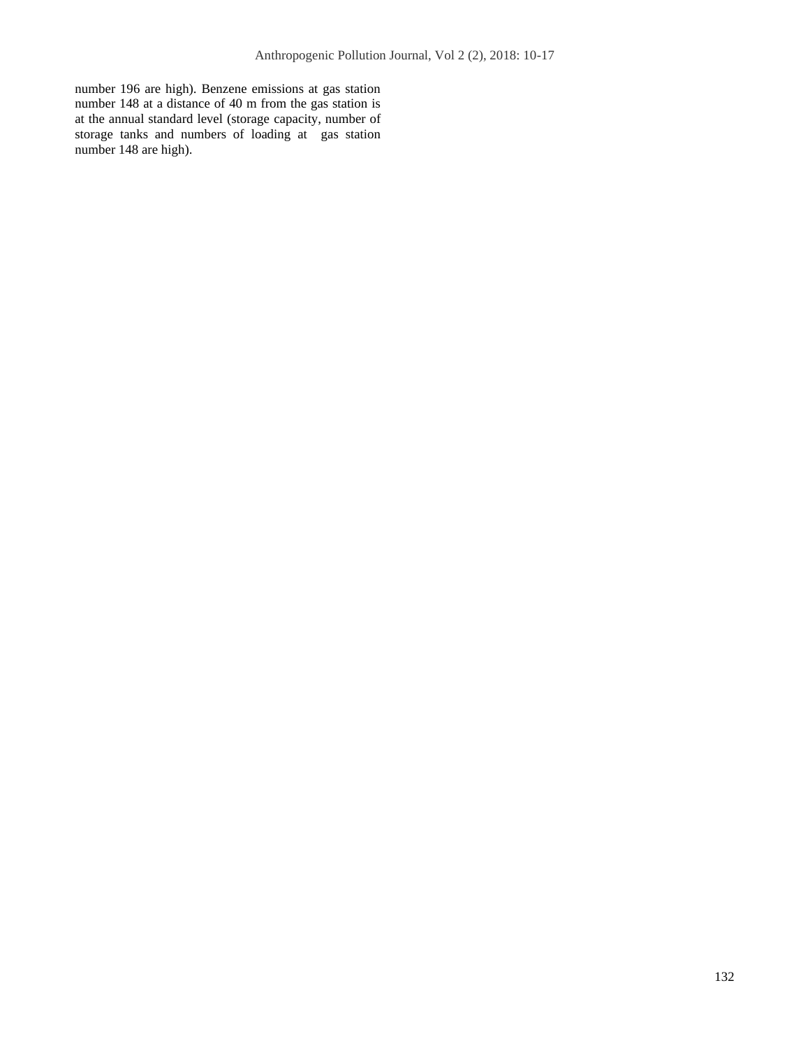number 196 are high). Benzene emissions at gas station number 148 at a distance of 40 m from the gas station is at the annual standard level (storage capacity, number of storage tanks and numbers of loading at gas station number 148 are high).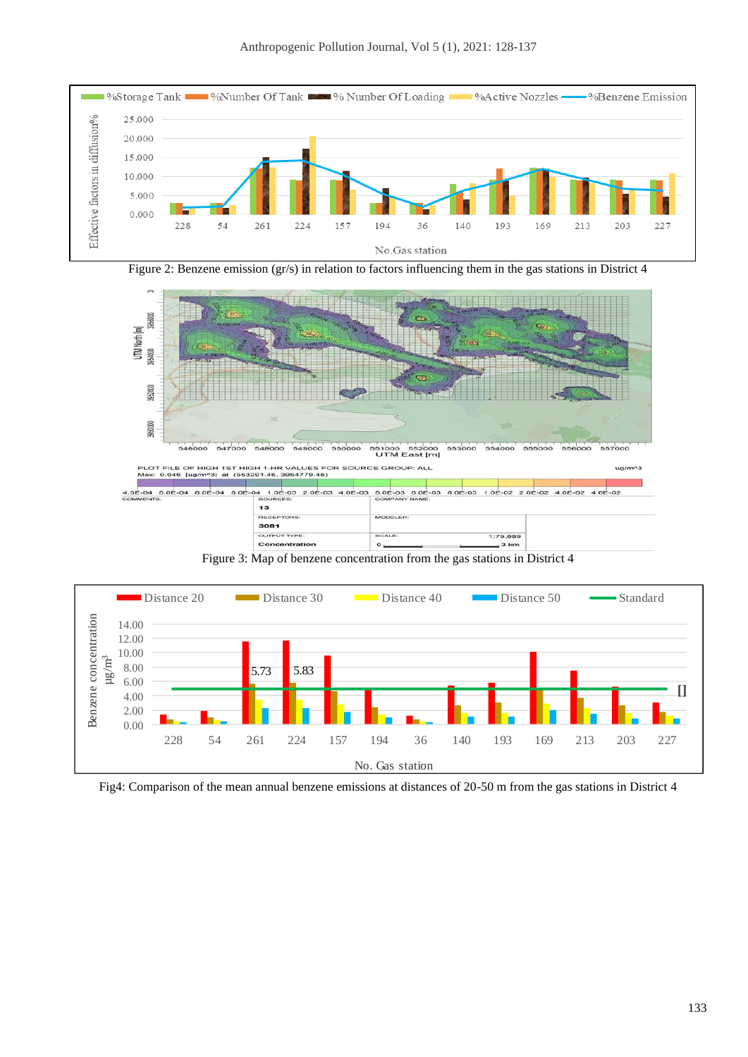Figure 2: Benzene emission (gr/s) in relation to factors influencing them in the gas stations in District 4

Figure 3: Map of benzene concentration from the gas stations in District 4

Fig4: Comparison of the mean annual benzene emissions at distances of 20-50 m from the gas stations in District 4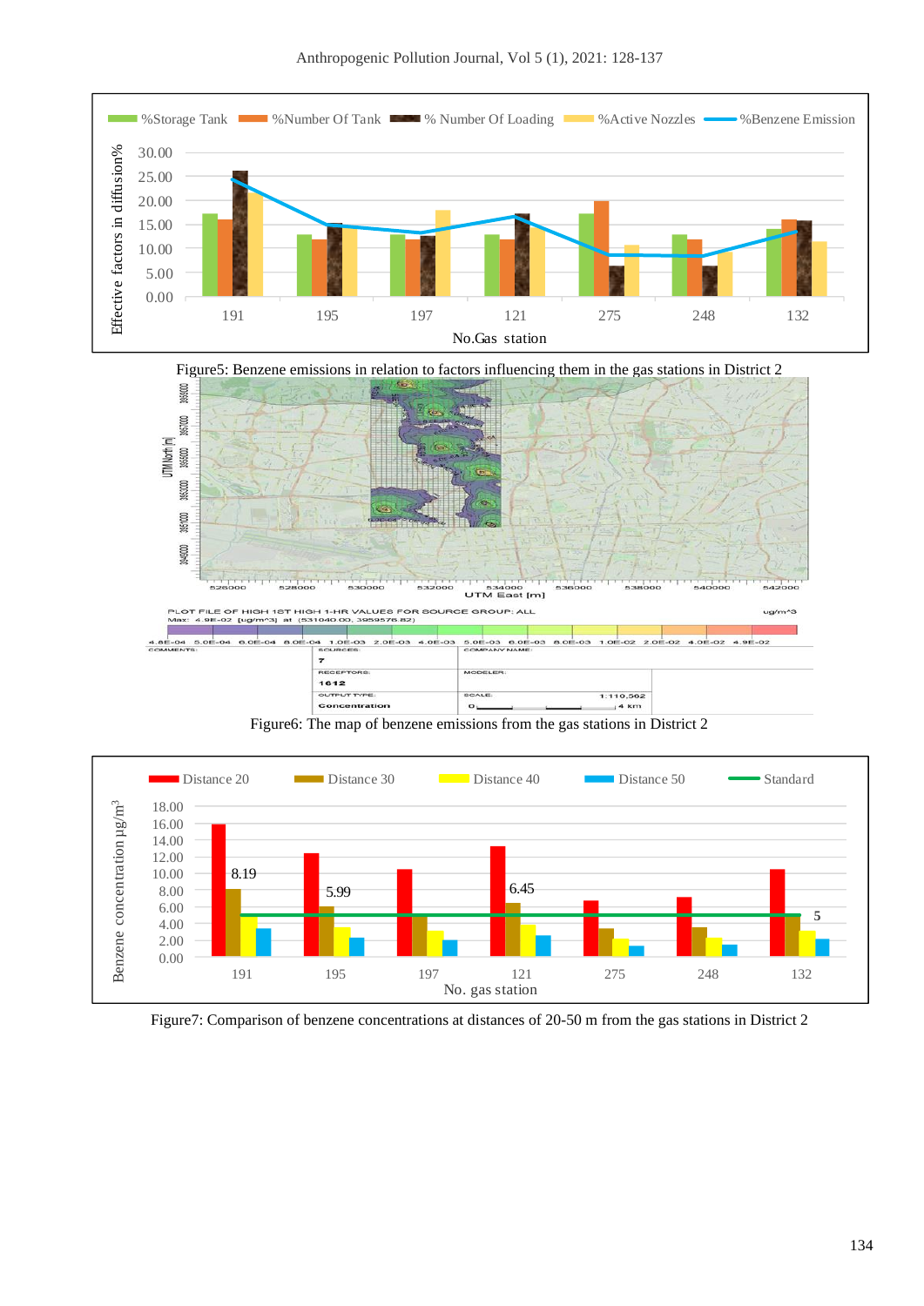Figure5: Benzene emissions in relation to factors influencing them in the gas stations in District 2

Figure6: The map of benzene emissions from the gas stations in District 2

Figure7: Comparison of benzene concentrations at distances of 20-50 m from the gas stations in District 2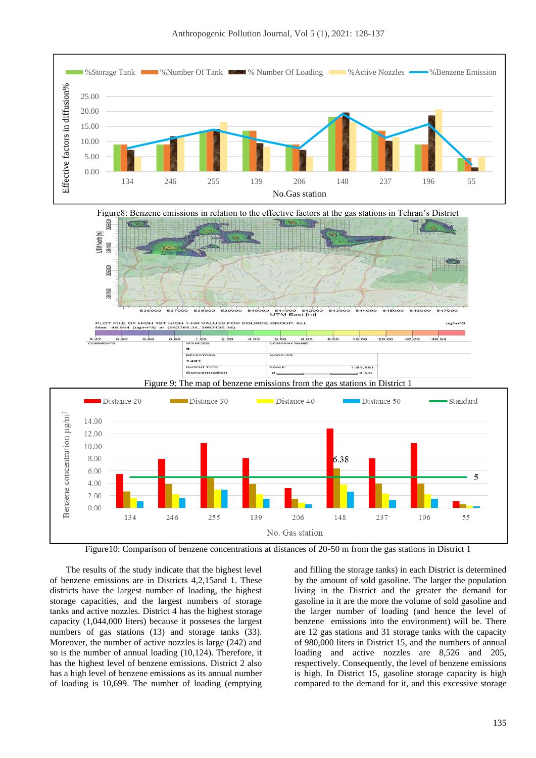Figure8: Benzene emissions in relation to the effective factors at the gas stations in Tehran's District

Figure 9: The map of benzene emissions from the gas stations in District 1

Figure10: Comparison of benzene concentrations at distances of 20-50 m from the gas stations in District 1

The results of the study indicate that the highest level of benzene emissions are in Districts 4,2,15and 1. These districts have the largest number of loading, the highest storage capacities, and the largest numbers of storage tanks and active nozzles. District 4 has the highest storage capacity (1,044,000 liters) because it posseses the largest numbers of gas stations (13) and storage tanks (33). Moreover, the number of active nozzles is large (242) and so is the number of annual loading (10,124). Therefore, it has the highest level of benzene emissions. District 2 also has a high level of benzene emissions as its annual number of loading is 10,699. The number of loading (emptying and filling the storage tanks) in each District is determined by the amount of sold gasoline. The larger the population living in the District and the greater the demand for gasoline in it are the more the volume of sold gasoline and the larger number of loading (and hence the level of benzene emissions into the environment) will be. There are 12 gas stations and 31 storage tanks with the capacity of 980,000 liters in District 15, and the numbers of annual loading and active nozzles are 8,526 and 205, respectively. Consequently, the level of benzene emissions is high. In District 15, gasoline storage capacity is high compared to the demand for it, and this excessive storage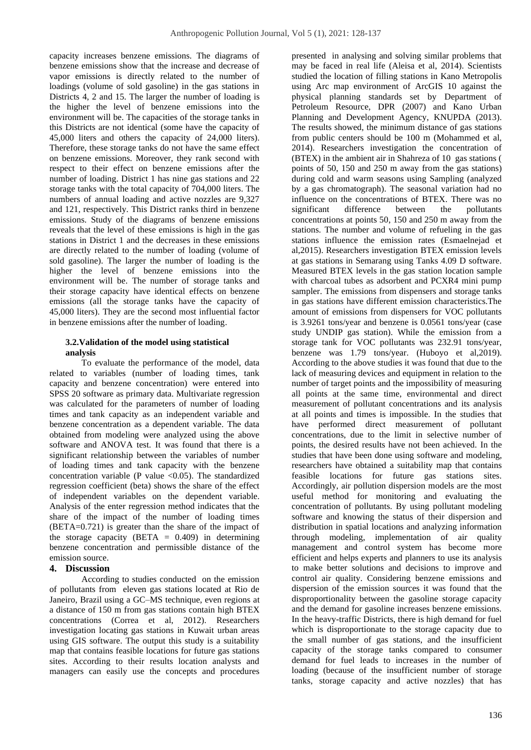capacity increases benzene emissions. The diagrams of benzene emissions show that the increase and decrease of vapor emissions is directly related to the number of loadings (volume of sold gasoline) in the gas stations in Districts 4, 2 and 15. The larger the number of loading is the higher the level of benzene emissions into the environment will be. The capacities of the storage tanks in this Districts are not identical (some have the capacity of 45,000 liters and others the capacity of 24,000 liters). Therefore, these storage tanks do not have the same effect on benzene emissions. Moreover, they rank second with respect to their effect on benzene emissions after the number of loading. District 1 has nine gas stations and 22 storage tanks with the total capacity of 704,000 liters. The numbers of annual loading and active nozzles are 9,327 and 121, respectively. This District ranks third in benzene emissions. Study of the diagrams of benzene emissions reveals that the level of these emissions is high in the gas stations in District 1 and the decreases in these emissions are directly related to the number of loading (volume of sold gasoline). The larger the number of loading is the higher the level of benzene emissions into the environment will be. The number of storage tanks and their storage capacity have identical effects on benzene emissions (all the storage tanks have the capacity of 45,000 liters). They are the second most influential factor in benzene emissions after the number of loading.

### 3.2. Validation of the model using statistical analysis

To evaluate the performance of the model, data related to variables (number of loading times, tank capacity and benzene concentration) were entered into SPSS 20 software as primary data. Multivariate regression was calculated for the parameters of number of loading times and tank capacity as an independent variable and benzene concentration as a dependent variable. The data obtained from modeling were analyzed using the above software and ANOVA test. It was found that there is a significant relationship between the variables of number of loading times and tank capacity with the benzene concentration variable ($P$ value $<0.05$). The standardized regression coefficient (beta) shows the share of the effect of independent variables on the dependent variable. Analysis of the enter regression method indicates that the share of the impact of the number of loading times (BETA=0.721) is greater than the share of the impact of the storage capacity (BETA = 0.409) in determining benzene concentration and permissible distance of the emission source.

## 4. Discussion

According to studies conducted on the emission of pollutants from eleven gas stations located at Rio de Janeiro, Brazil using a GC–MS technique, even regions at a distance of 150 m from gas stations contain high BTEX concentrations (Correa et al, 2012). Researchers investigation locating gas stations in Kuwait urban areas using GIS software. The output this study is a suitability map that contains feasible locations for future gas stations sites. According to their results location analysts and managers can easily use the concepts and procedures presented in analysing and solving similar problems that may be faced in real life (Aleisa et al, 2014). Scientists studied the location of filling stations in Kano Metropolis using Arc map environment of ArcGIS 10 against the physical planning standards set by Department of Petroleum Resource, DPR (2007) and Kano Urban Planning and Development Agency, KNUPDA (2013). The results showed, the minimum distance of gas stations from public centers should be 100 m (Mohammed et al, 2014). Researchers investigation the concentration of (BTEX) in the ambient air in Shahreza of 10 gas stations ( points of 50, 150 and 250 m away from the gas stations) during cold and warm seasons using Sampling (analyzed by a gas chromatograph). The seasonal variation had no influence on the concentrations of BTEX. There was no significant difference between the pollutants concentrations at points 50, 150 and 250 m away from the stations. The number and volume of refueling in the gas stations influence the emission rates (Esmaelnejad et al,2015). Researchers investigation BTEX emission levels at gas stations in Semarang using Tanks 4.09 D software. Measured BTEX levels in the gas station location sample with charcoal tubes as adsorbent and PCXR4 mini pump sampler. The emissions from dispensers and storage tanks in gas stations have different emission characteristics.The amount of emissions from dispensers for VOC pollutants is 3.9261 tons/year and benzene is 0.0561 tons/year (case study UNDIP gas station). While the emission from a storage tank for VOC pollutants was 232.91 tons/year, benzene was 1.79 tons/year. (Huboyo et al,2019). According to the above studies it was found that due to the lack of measuring devices and equipment in relation to the number of target points and the impossibility of measuring all points at the same time, environmental and direct measurement of pollutant concentrations and its analysis at all points and times is impossible. In the studies that have performed direct measurement of pollutant concentrations, due to the limit in selective number of points, the desired results have not been achieved. In the studies that have been done using software and modeling, researchers have obtained a suitability map that contains feasible locations for future gas stations sites. Accordingly, air pollution dispersion models are the most useful method for monitoring and evaluating the concentration of pollutants. By using pollutant modeling software and knowing the status of their dispersion and distribution in spatial locations and analyzing information through modeling, implementation of air quality management and control system has become more efficient and helps experts and planners to use its analysis to make better solutions and decisions to improve and control air quality. Considering benzene emissions and dispersion of the emission sources it was found that the disproportionality between the gasoline storage capacity and the demand for gasoline increases benzene emissions. In the heavy-traffic Districts, there is high demand for fuel which is disproportionate to the storage capacity due to the small number of gas stations, and the insufficient capacity of the storage tanks compared to consumer demand for fuel leads to increases in the number of loading (because of the insufficient number of storage tanks, storage capacity and active nozzles) that has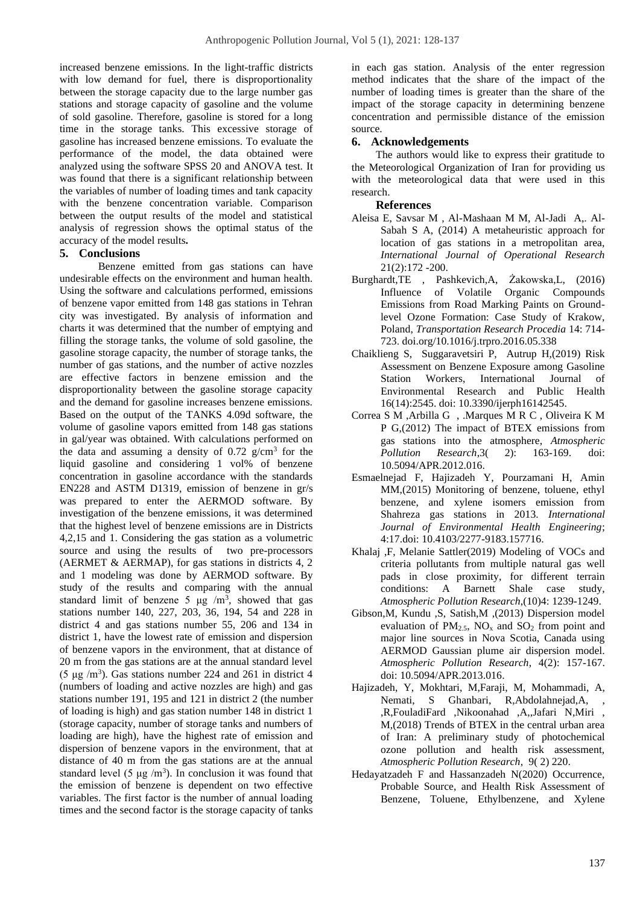increased benzene emissions. In the light-traffic districts with low demand for fuel, there is disproportionality between the storage capacity due to the large number gas stations and storage capacity of gasoline and the volume of sold gasoline. Therefore, gasoline is stored for a long time in the storage tanks. This excessive storage of gasoline has increased benzene emissions. To evaluate the performance of the model, the data obtained were analyzed using the software SPSS 20 and ANOVA test. It was found that there is a significant relationship between the variables of number of loading times and tank capacity with the benzene concentration variable. Comparison between the output results of the model and statistical analysis of regression shows the optimal status of the accuracy of the model results**.**

## 5. Conclusions

Benzene emitted from gas stations can have undesirable effects on the environment and human health. Using the software and calculations performed, emissions of benzene vapor emitted from 148 gas stations in Tehran city was investigated. By analysis of information and charts it was determined that the number of emptying and filling the storage tanks, the volume of sold gasoline, the gasoline storage capacity, the number of storage tanks, the number of gas stations, and the number of active nozzles are effective factors in benzene emission and the disproportionality between the gasoline storage capacity and the demand for gasoline increases benzene emissions. Based on the output of the TANKS 4.09d software, the volume of gasoline vapors emitted from 148 gas stations in gal/year was obtained. With calculations performed on the data and assuming a density of 0.72 $g/cm^3$ for the liquid gasoline and considering 1 vol% of benzene concentration in gasoline accordance with the standards EN228 and ASTM D1319, emission of benzene in gr/s was prepared to enter the AERMOD software. By investigation of the benzene emissions, it was determined that the highest level of benzene emissions are in Districts 4,2,15 and 1. Considering the gas station as a volumetric source and using the results of two pre-processors (AERMET & AERMAP), for gas stations in districts 4, 2 and 1 modeling was done by AERMOD software. By study of the results and comparing with the annual standard limit of benzene 5 $\mu g/m^3$, showed that gas stations number 140, 227, 203, 36, 194, 54 and 228 in district 4 and gas stations number 55, 206 and 134 in district 1, have the lowest rate of emission and dispersion of benzene vapors in the environment, that at distance of 20 m from the gas stations are at the annual standard level (5 $\mu g/m^3$). Gas stations number 224 and 261 in district 4 (numbers of loading and active nozzles are high) and gas stations number 191, 195 and 121 in district 2 (the number of loading is high) and gas station number 148 in district 1 (storage capacity, number of storage tanks and numbers of loading are high), have the highest rate of emission and dispersion of benzene vapors in the environment, that at distance of 40 m from the gas stations are at the annual standard level (5 $\mu g/m^3$). In conclusion it was found that the emission of benzene is dependent on two effective variables. The first factor is the number of annual loading times and the second factor is the storage capacity of tanks in each gas station. Analysis of the enter regression method indicates that the share of the impact of the number of loading times is greater than the share of the impact of the storage capacity in determining benzene concentration and permissible distance of the emission source.

## 6. Acknowledgements

The authors would like to express their gratitude to the Meteorological Organization of Iran for providing us with the meteorological data that were used in this research.

## References

Aleisa E, Savsar M , Al-Mashaan M M, Al-Jadi A,. Al-Sabah S A, (2014) A metaheuristic approach for location of gas stations in a metropolitan area, *International Journal of Operational Research* 21(2):172 -200.

Burghardt,TE , Pashkevich,A, Żakowska,L, (2016) Influence of Volatile Organic Compounds Emissions from Road Marking Paints on Ground-level Ozone Formation: Case Study of Krakow, Poland, *Transportation Research Procedia* 14: 714-723. doi.org/10.1016/j.trpro.2016.05.338

Chaiklieng S, Suggaravetsiri P, Autrup H,(2019) Risk Assessment on Benzene Exposure among Gasoline Station Workers, International Journal of Environmental Research and Public Health 16(14):2545. doi: 10.3390/ijerph16142545.

Correa S M ,Arbilla G , .Marques M R C , Oliveira K M P G,(2012) The impact of BTEX emissions from gas stations into the atmosphere, *Atmospheric Pollution Research*,3( 2): 163-169. doi: 10.5094/APR.2012.016.

Esmaelnejad F, Hajizadeh Y, Pourzamani H, Amin MM,(2015) Monitoring of benzene, toluene, ethyl benzene, and xylene isomers emission from Shahreza gas stations in 2013. *International Journal of Environmental Health Engineering*; 4:17.doi: 10.4103/2277-9183.157716.

Khalaj ,F, Melanie Sattler(2019) Modeling of VOCs and criteria pollutants from multiple natural gas well pads in close proximity, for different terrain conditions: A Barnett Shale case study, *Atmospheric Pollution Research*,(10)4: 1239-1249.

Gibson,M, Kundu ,S, Satish,M ,(2013) Dispersion model evaluation of $PM_{2.5}$, $NO_x$ and $SO_2$ from point and major line sources in Nova Scotia, Canada using AERMOD Gaussian plume air dispersion model. *Atmospheric Pollution Research*, 4(2): 157-167. doi: 10.5094/APR.2013.016.

Hajizadeh, Y, Mokhtari, M,Faraji, M, Mohammadi, A, Nemati, S Ghanbari, R,Abdolahnejad,A, , ,R,FouladiFard ,Nikoonahad ,A,,Jafari N,Miri , M,(2018) Trends of BTEX in the central urban area of Iran: A preliminary study of photochemical ozone pollution and health risk assessment, *Atmospheric Pollution Research*, 9( 2) 220.

Hedayatzadeh F and Hassanzadeh N(2020) Occurrence, Probable Source, and Health Risk Assessment of Benzene, Toluene, Ethylbenzene, and Xylene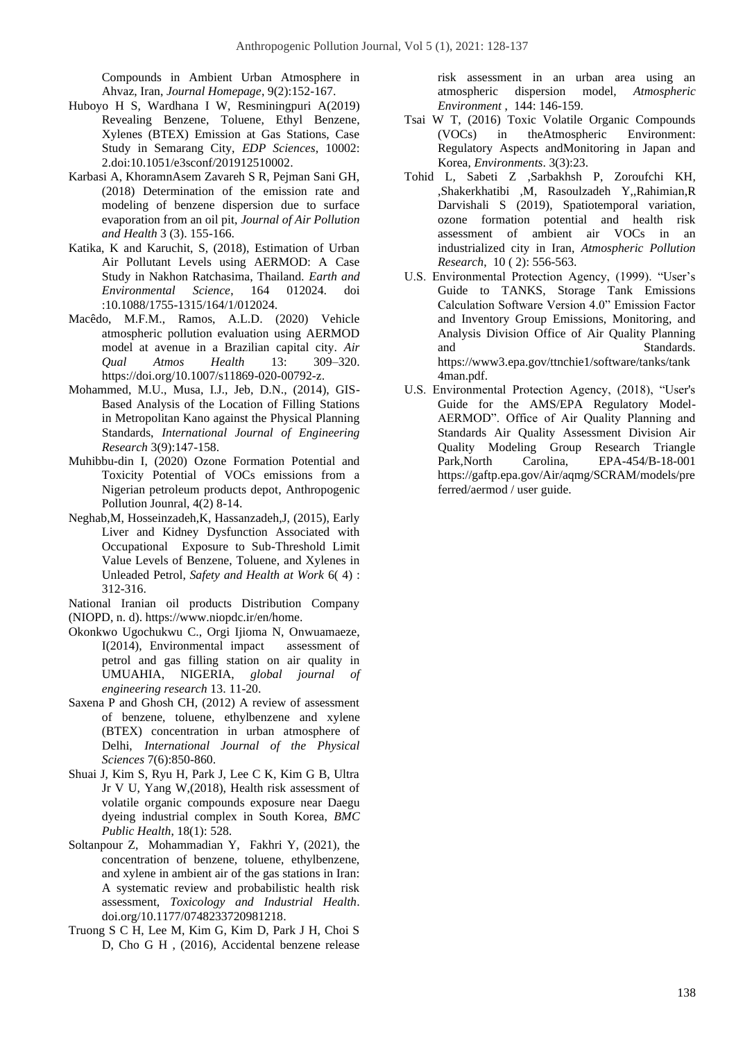Compounds in Ambient Urban Atmosphere in Ahvaz, Iran, *Journal Homepage*, 9(2):152-167.

Huboyo H S, Wardhana I W, Resminingpuri A(2019) Revealing Benzene, Toluene, Ethyl Benzene, Xylenes (BTEX) Emission at Gas Stations, Case Study in Semarang City, *EDP Sciences*, 10002: 2.doi:10.1051/e3sconf/201912510002.

Karbasi A, KhoramnAsem Zavareh S R, Pejman Sani GH, (2018) Determination of the emission rate and modeling of benzene dispersion due to surface evaporation from an oil pit, *Journal of Air Pollution and Health* 3 (3). 155-166.

Katika, K and Karuchit, S, (2018), Estimation of Urban Air Pollutant Levels using AERMOD: A Case Study in Nakhon Ratchasima, Thailand. *Earth and Environmental Science*, 164 012024. doi :10.1088/1755-1315/164/1/012024.

Macêdo, M.F.M., Ramos, A.L.D. (2020) Vehicle atmospheric pollution evaluation using AERMOD model at avenue in a Brazilian capital city. *Air Qual Atmos Health* 13: 309–320. https://doi.org/10.1007/s11869-020-00792-z.

Mohammed, M.U., Musa, I.J., Jeb, D.N., (2014), GIS-Based Analysis of the Location of Filling Stations in Metropolitan Kano against the Physical Planning Standards, *International Journal of Engineering Research* 3(9):147-158.

Muhibbu-din I, (2020) Ozone Formation Potential and Toxicity Potential of VOCs emissions from a Nigerian petroleum products depot, Anthropogenic Pollution Jounral, 4(2) 8-14.

Neghab,M, Hosseinzadeh,K, Hassanzadeh,J, (2015), Early Liver and Kidney Dysfunction Associated with Occupational Exposure to Sub-Threshold Limit Value Levels of Benzene, Toluene, and Xylenes in Unleaded Petrol, *Safety and Health at Work* 6( 4) : 312-316.

National Iranian oil products Distribution Company (NIOPD, n. d). https://www.niopdc.ir/en/home.

Okonkwo Ugochukwu C., Orgi Ijioma N, Onwuamaeze, I(2014), Environmental impact assessment of petrol and gas filling station on air quality in UMUAHIA, NIGERIA, *global journal of engineering research* 13. 11-20.

Saxena P and Ghosh CH, (2012) A review of assessment of benzene, toluene, ethylbenzene and xylene (BTEX) concentration in urban atmosphere of Delhi, *International Journal of the Physical Sciences* 7(6):850-860.

Shuai J, Kim S, Ryu H, Park J, Lee C K, Kim G B, Ultra Jr V U, Yang W,(2018), Health risk assessment of volatile organic compounds exposure near Daegu dyeing industrial complex in South Korea, *BMC Public Health*, 18(1): 528.

Soltanpour Z, Mohammadian Y, Fakhri Y, (2021), the concentration of benzene, toluene, ethylbenzene, and xylene in ambient air of the gas stations in Iran: A systematic review and probabilistic health risk assessment, *Toxicology and Industrial Health*. doi.org/10.1177/0748233720981218.

Truong S C H, Lee M, Kim G, Kim D, Park J H, Choi S D, Cho G H , (2016), Accidental benzene release risk assessment in an urban area using an atmospheric dispersion model, *Atmospheric Environment* , 144: 146-159.

Tsai W T, (2016) Toxic Volatile Organic Compounds (VOCs) in theAtmospheric Environment: Regulatory Aspects andMonitoring in Japan and Korea, *Environments*. 3(3):23.

Tohid L, Sabeti Z ,Sarbakhsh P, Zoroufchi KH, ,Shakerkhatibi ,M, Rasoulzadeh Y,,Rahimian,R Darvishali S (2019), Spatiotemporal variation, ozone formation potential and health risk assessment of ambient air VOCs in an industrialized city in Iran, *Atmospheric Pollution Research*, 10 ( 2): 556-563.

U.S. Environmental Protection Agency, (1999). "User's Guide to TANKS, Storage Tank Emissions Calculation Software Version 4.0" Emission Factor and Inventory Group Emissions, Monitoring, and Analysis Division Office of Air Quality Planning and Standards. https://www3.epa.gov/ttnchie1/software/tanks/tank4man.pdf.

U.S. Environmental Protection Agency, (2018), "User's Guide for the AMS/EPA Regulatory Model-AERMOD". Office of Air Quality Planning and Standards Air Quality Assessment Division Air Quality Modeling Group Research Triangle Park,North Carolina, EPA-454/B-18-001 https://gaftp.epa.gov/Air/aqmg/SCRAM/models/preferred/aermod / user guide.